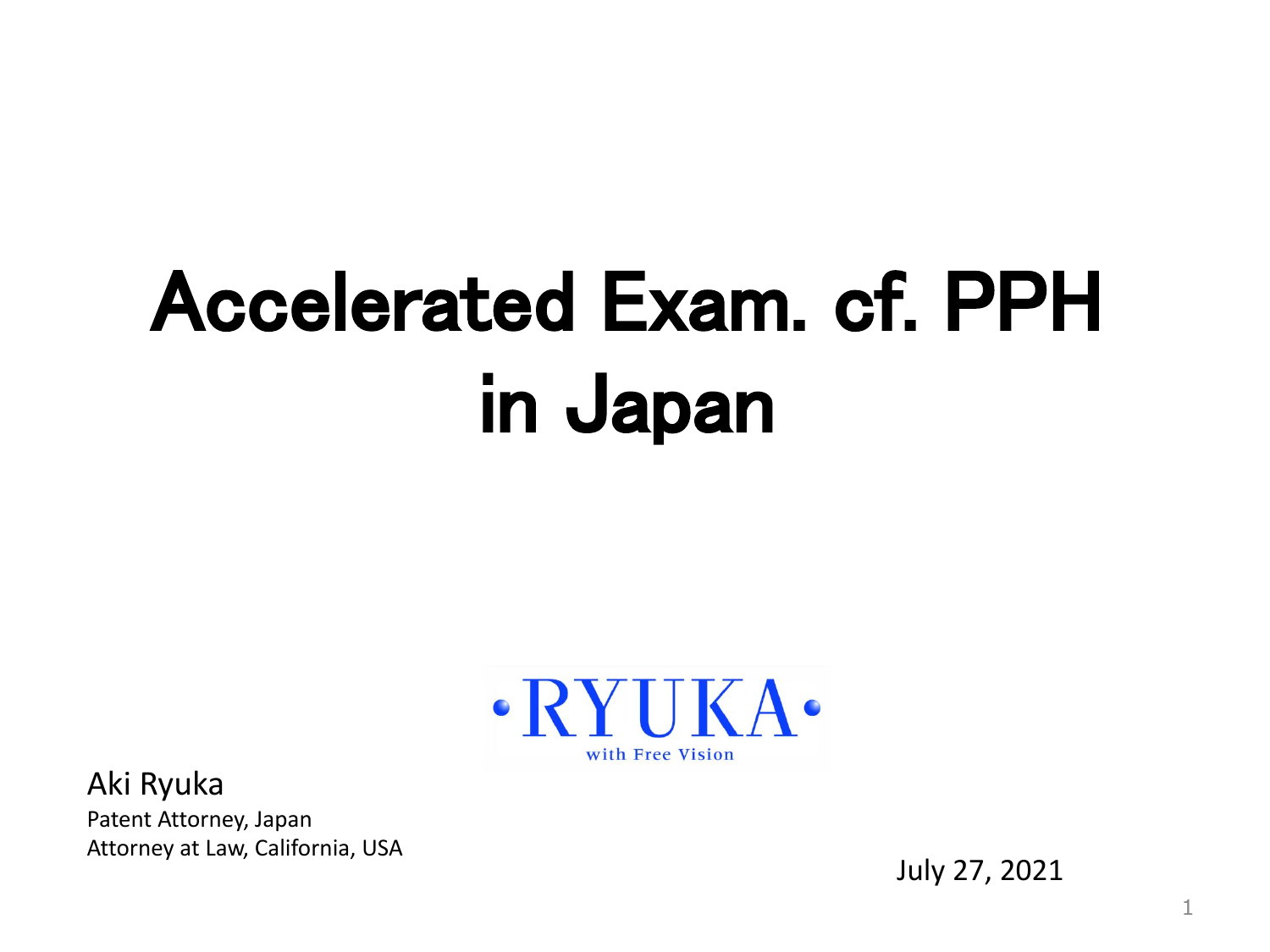# Accelerated Exam. cf. PPH in Japan

RYUKA

with Free Vision

Aki Ryuka

Patent Attorney, Japan

Attorney at Law, California, USA

July 27, 2021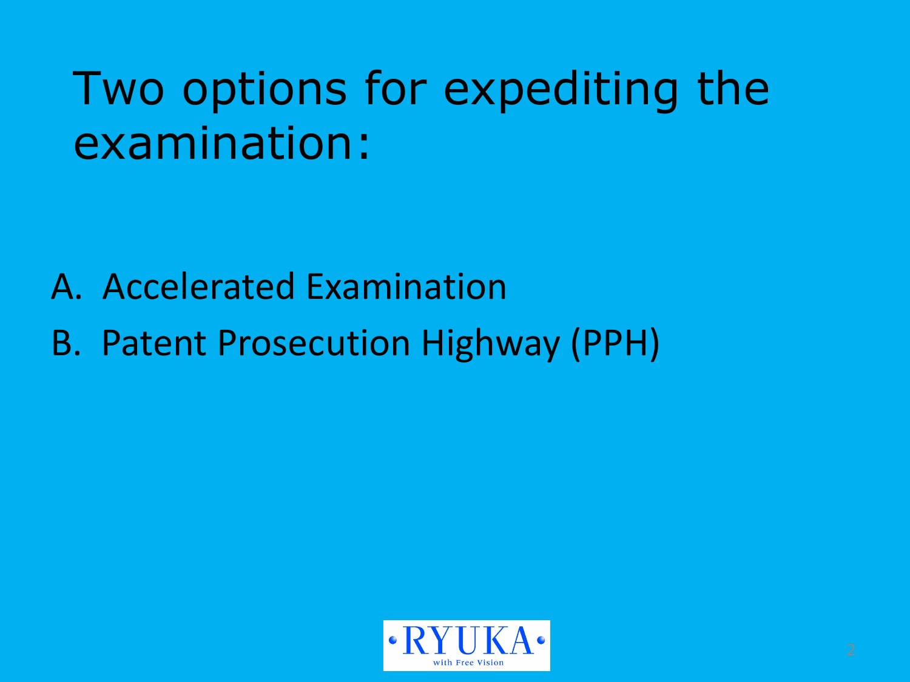# Two options for expediting the examination:

A. Accelerated Examination

B. Patent Prosecution Highway (PPH)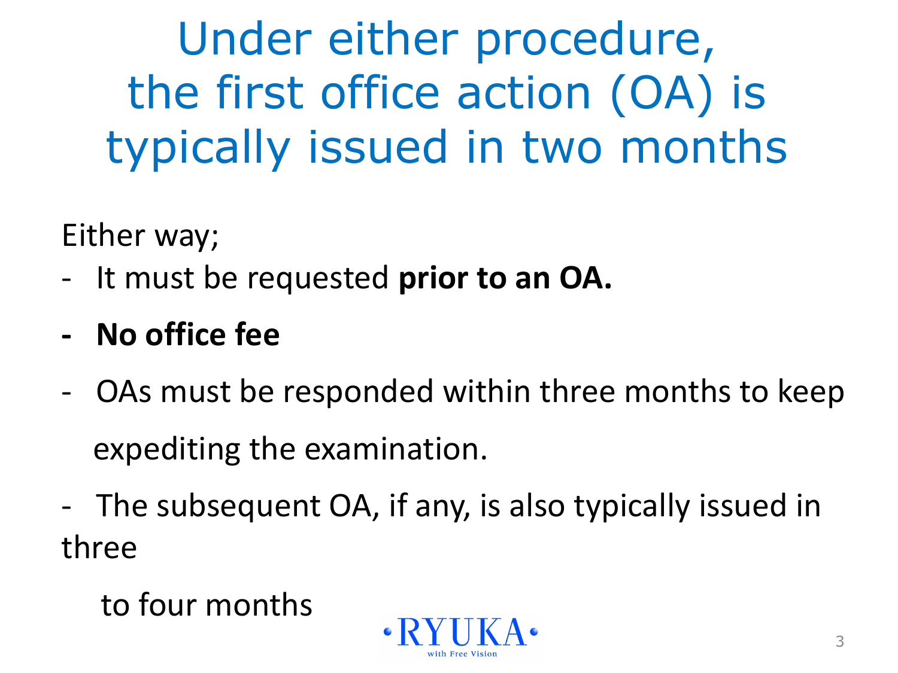# Under either procedure, the first office action (OA) is typically issued in two months

Either way;

- It must be requested **prior to an OA.**
- **No office fee**
- OAs must be responded within three months to keep expediting the examination.
- The subsequent OA, if any, is also typically issued in three to four months

RYUKA with Free Vision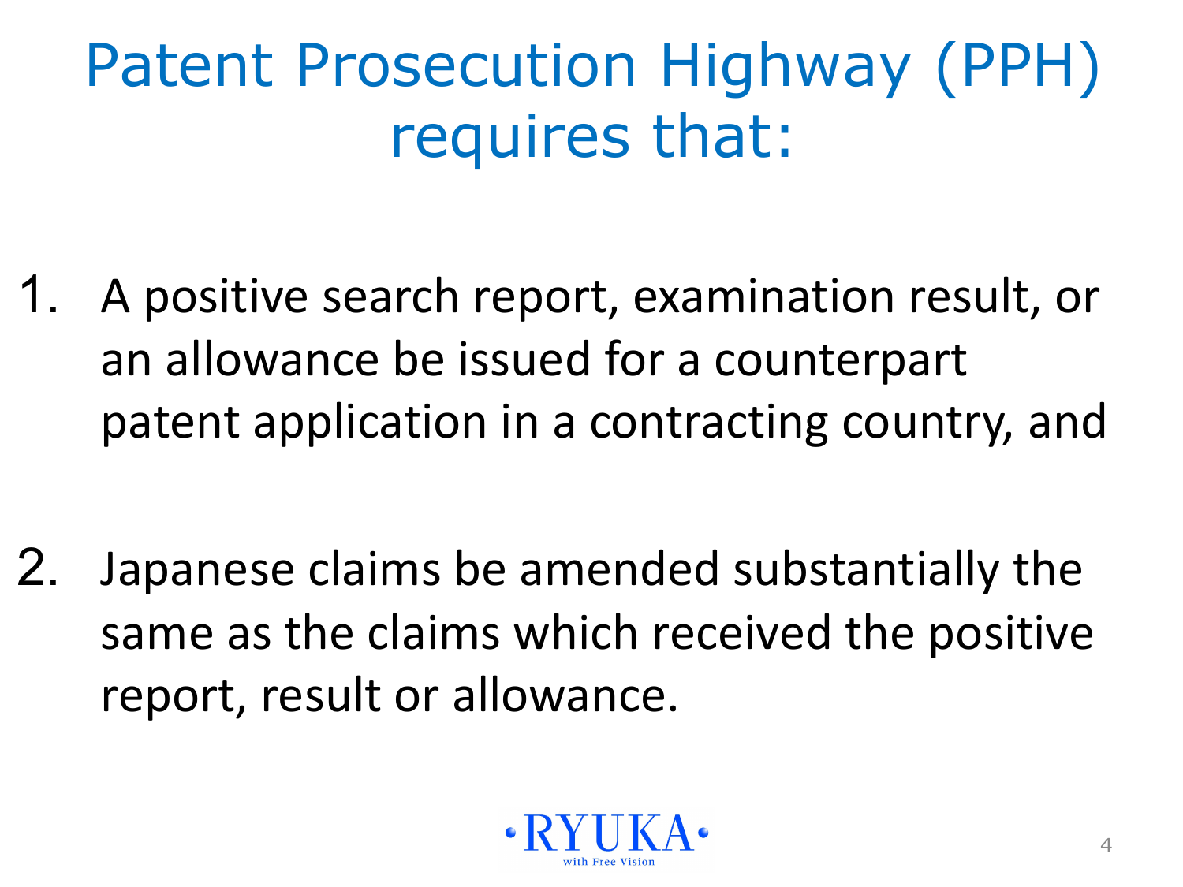# Patent Prosecution Highway (PPH) requires that:

1. A positive search report, examination result, or an allowance be issued for a counterpart patent application in a contracting country, and

2. Japanese claims be amended substantially the same as the claims which received the positive report, result or allowance.

•RYUKA•
with Free Vision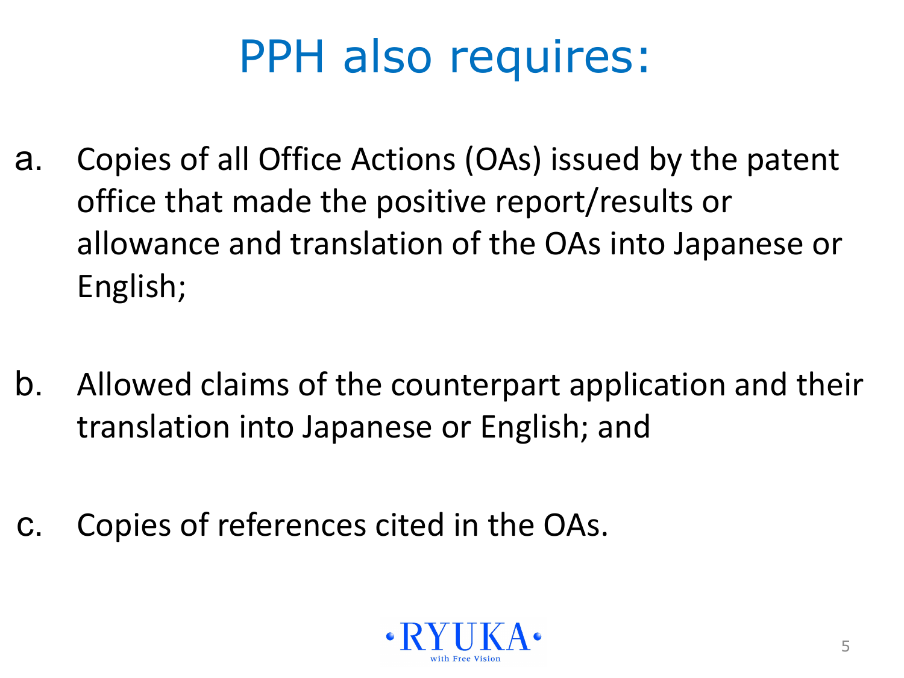# PPH also requires:

a. Copies of all Office Actions (OAs) issued by the patent office that made the positive report/results or allowance and translation of the OAs into Japanese or English;

b. Allowed claims of the counterpart application and their translation into Japanese or English; and

c. Copies of references cited in the OAs.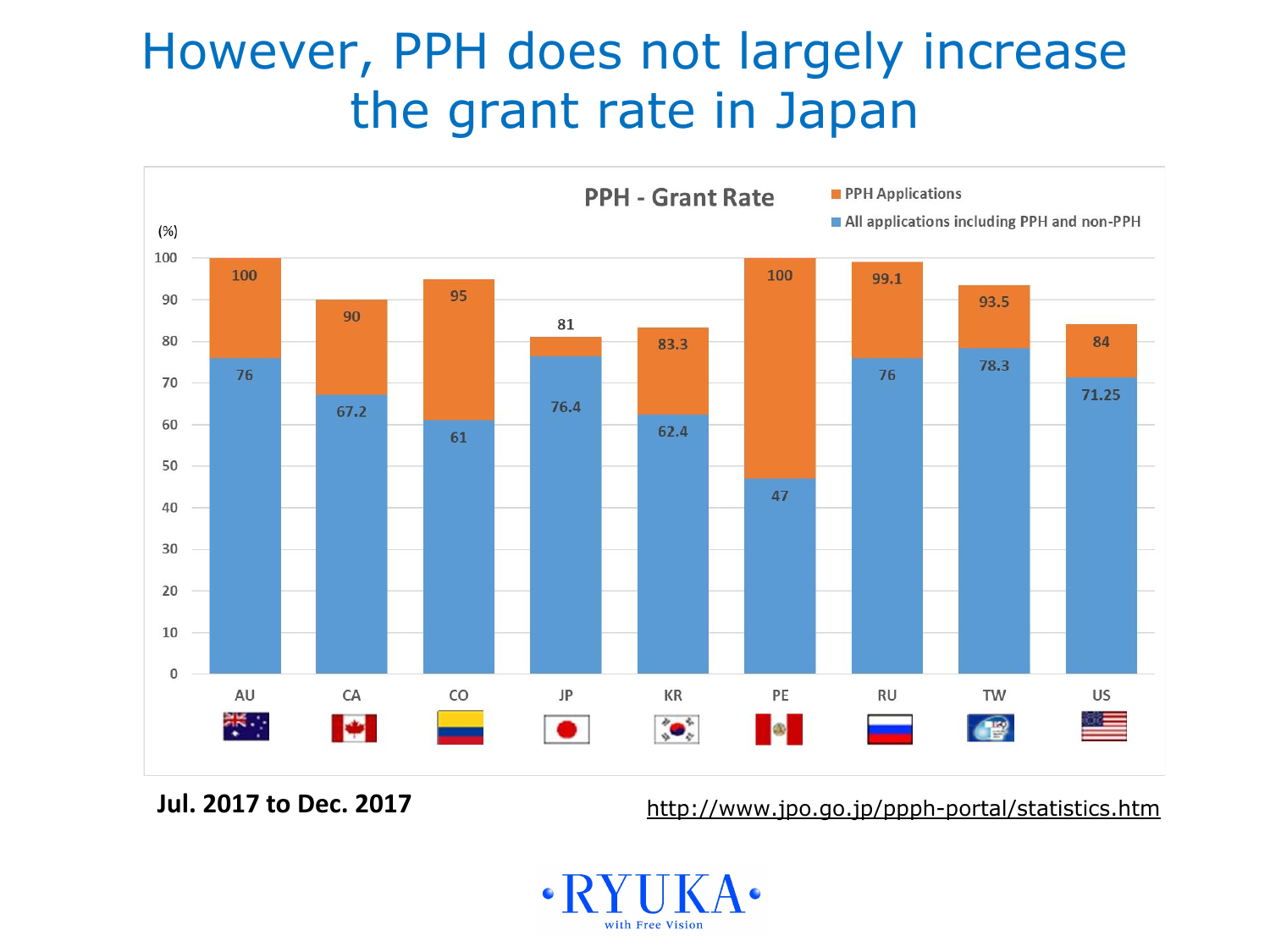# However, PPH does not largely increase the grant rate in Japan

PPH - Grant Rate

PPH Applications

All applications including PPH and non-PPH

(%)

100
90
80
70
60
50
40
30
20
10
0

AU: 100, 76

CA: 90, 67.2

CO: 95, 61

JP: 81, 76.4

KR: 83.3, 62.4

PE: 100, 47

RU: 99.1, 76

TW: 93.5, 78.3

US: 84, 71.25

**Jul. 2017 to Dec. 2017**

http://www.jpo.go.jp/ppph-portal/statistics.htm

RYUKA
with Free Vision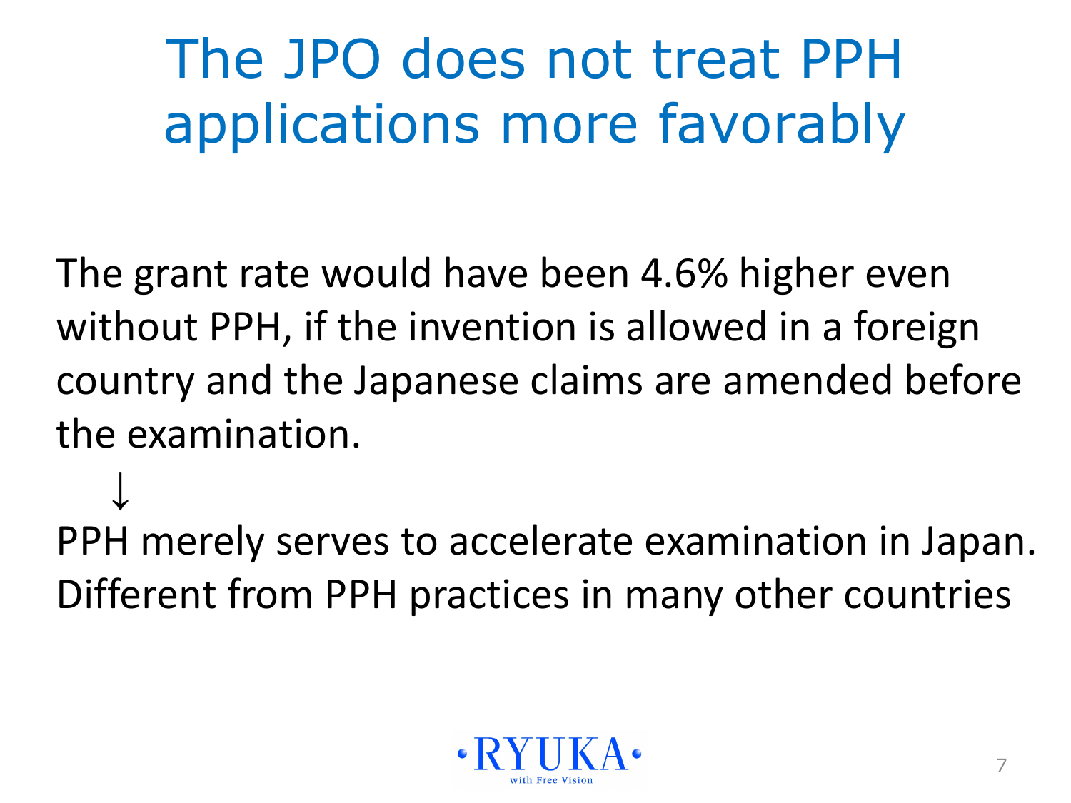# The JPO does not treat PPH applications more favorably

The grant rate would have been 4.6% higher even without PPH, if the invention is allowed in a foreign country and the Japanese claims are amended before the examination.

↓

PPH merely serves to accelerate examination in Japan.
Different from PPH practices in many other countries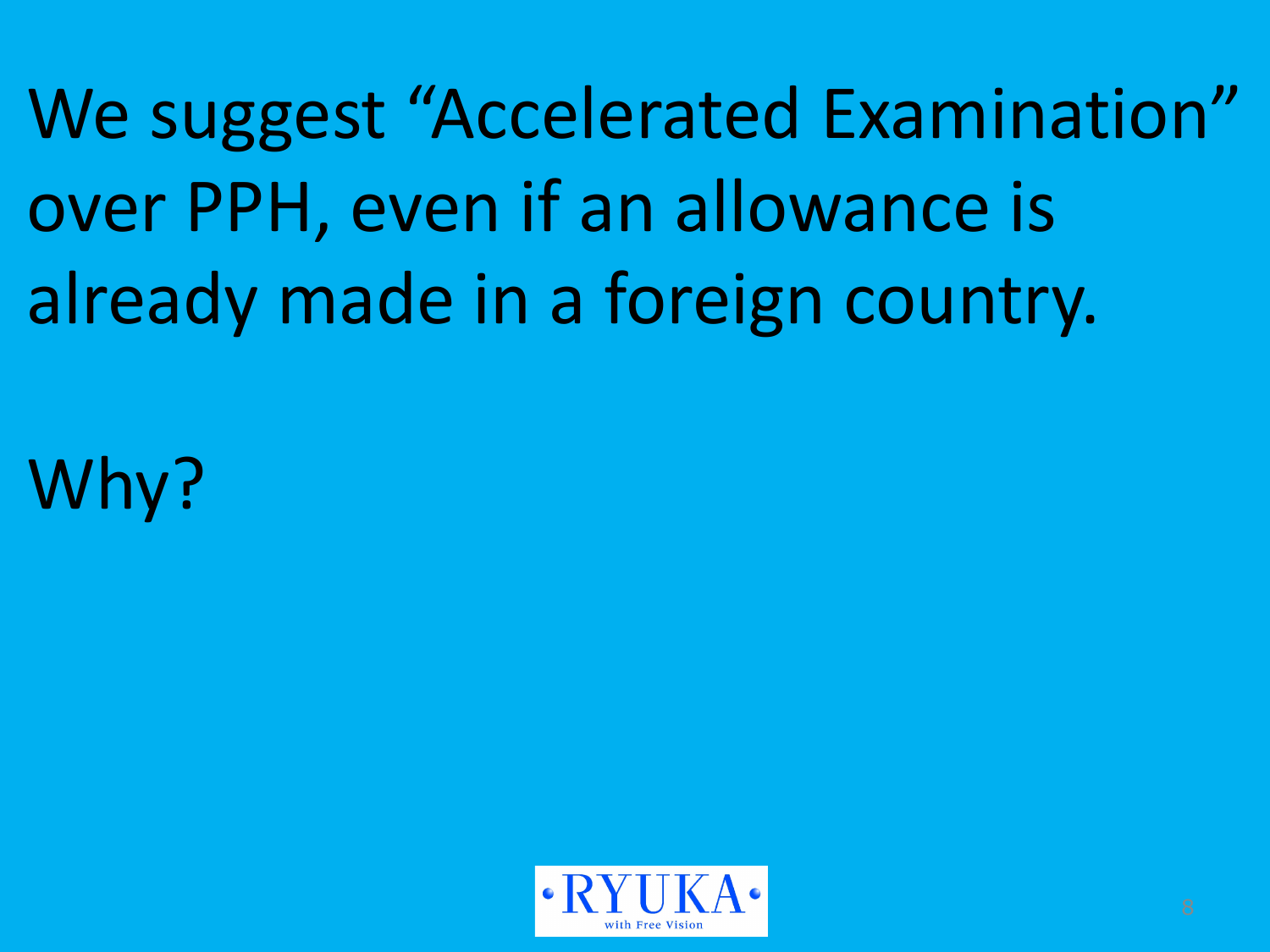We suggest "Accelerated Examination" over PPH, even if an allowance is already made in a foreign country.

Why?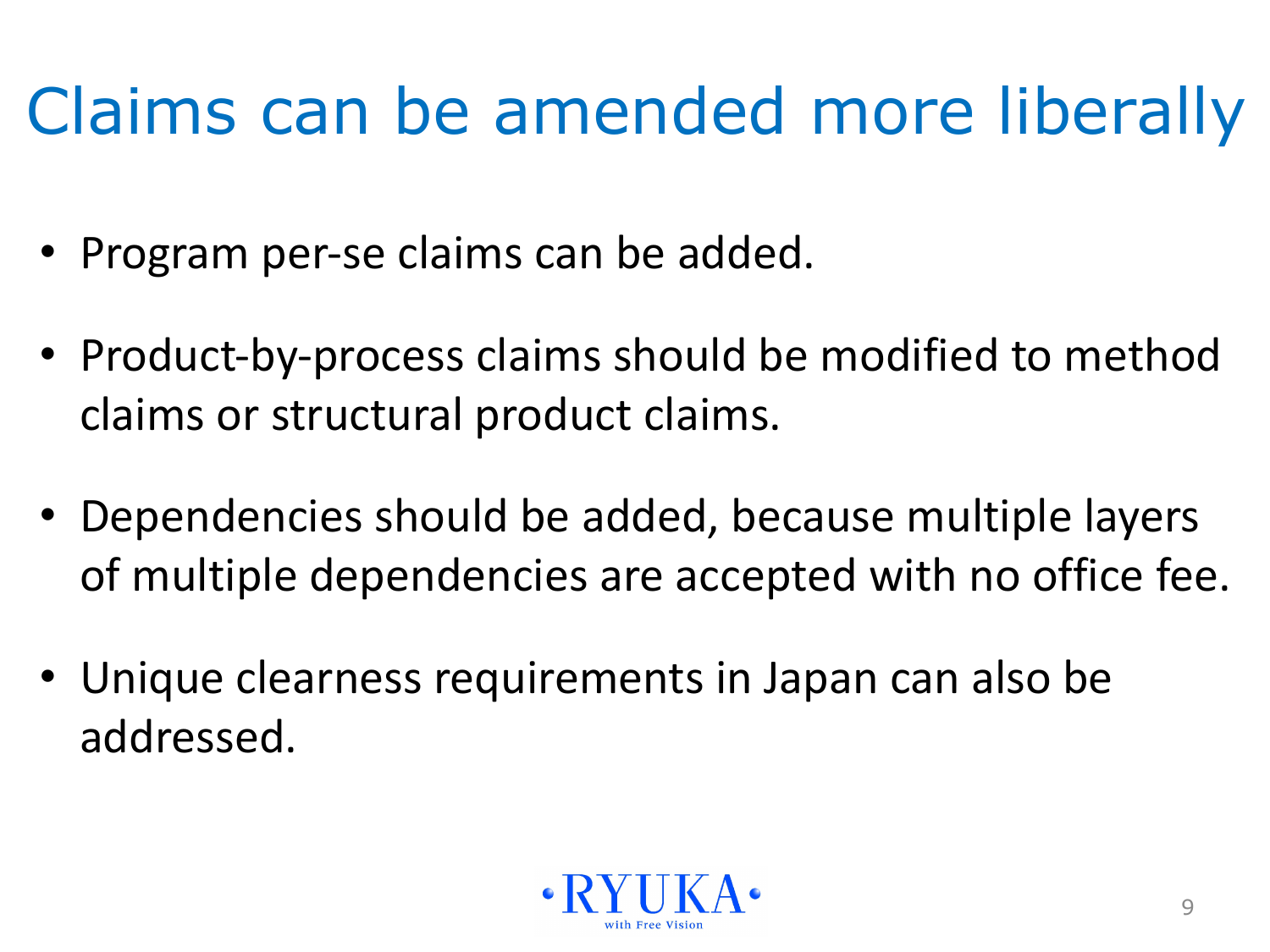# Claims can be amended more liberally

- Program per-se claims can be added.
- Product-by-process claims should be modified to method claims or structural product claims.
- Dependencies should be added, because multiple layers of multiple dependencies are accepted with no office fee.
- Unique clearness requirements in Japan can also be addressed.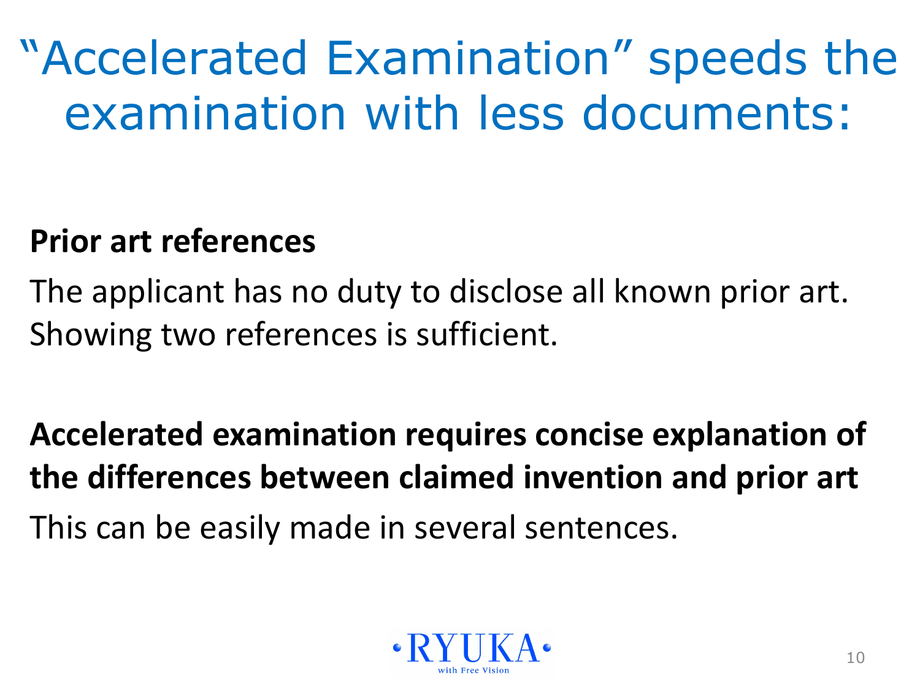# “Accelerated Examination” speeds the examination with less documents:

**Prior art references**

The applicant has no duty to disclose all known prior art. Showing two references is sufficient.

**Accelerated examination requires concise explanation of the differences between claimed invention and prior art**

This can be easily made in several sentences.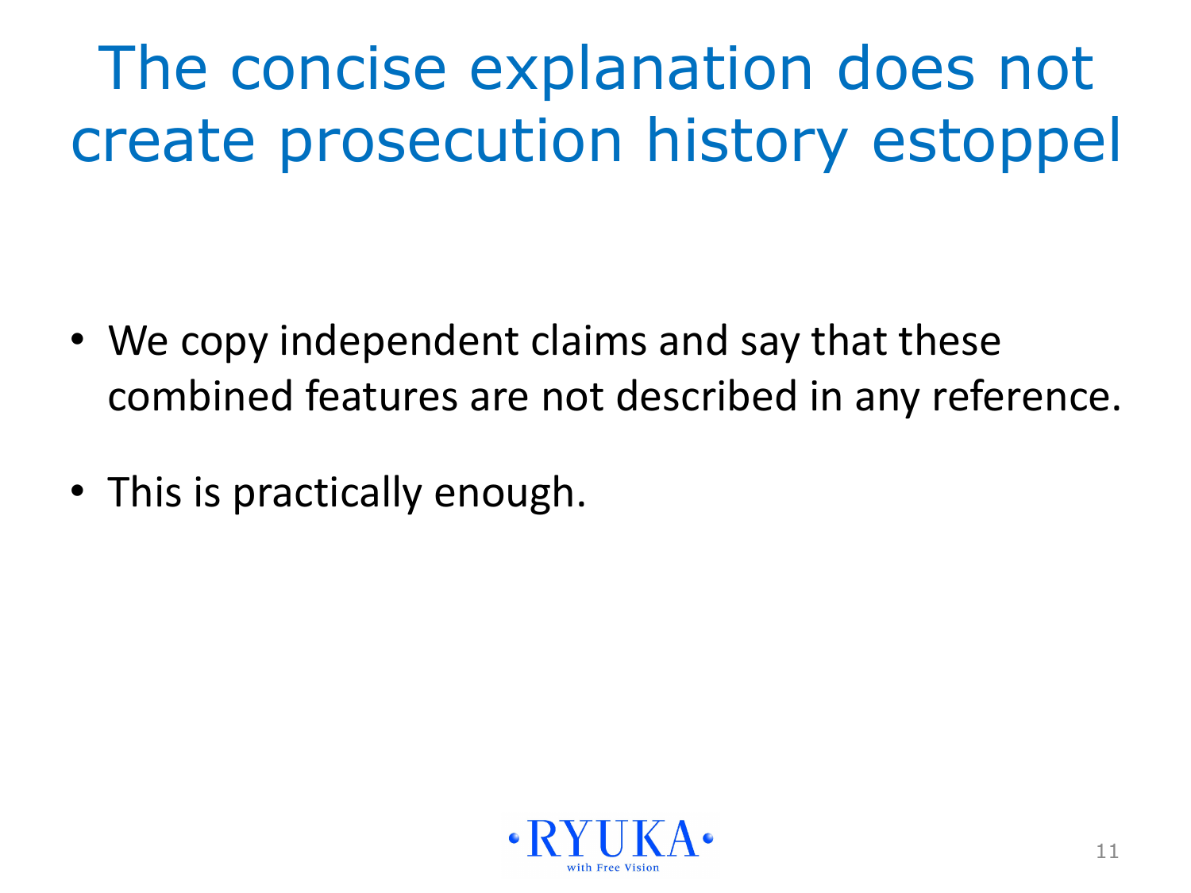# The concise explanation does not create prosecution history estoppel

- We copy independent claims and say that these combined features are not described in any reference.
- This is practically enough.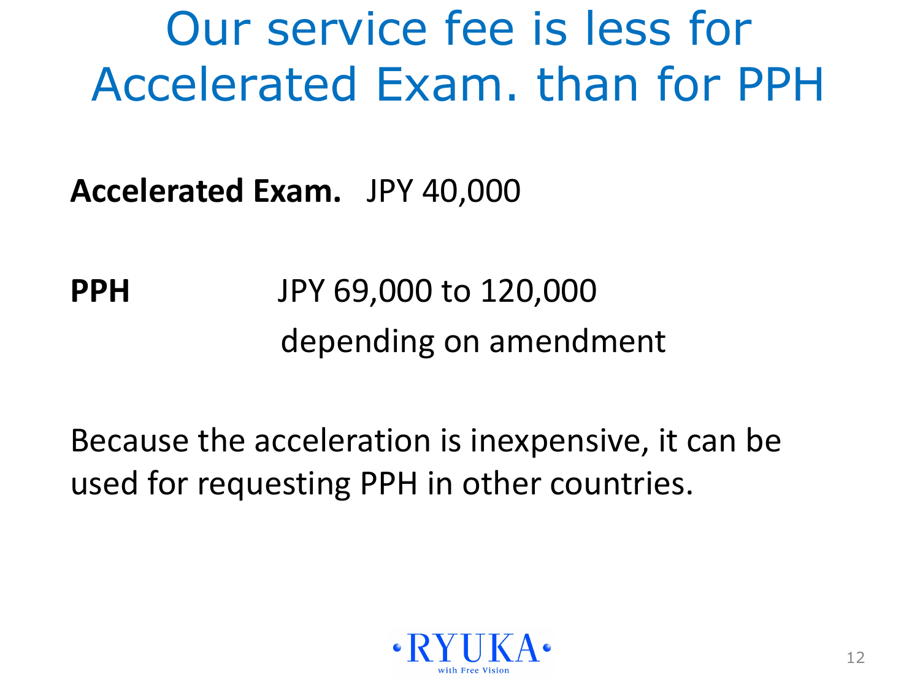# Our service fee is less for Accelerated Exam. than for PPH

| | |
|---|---|
| **Accelerated Exam.** | JPY 40,000 |
| **PPH** | JPY 69,000 to 120,000 depending on amendment |

Because the acceleration is inexpensive, it can be used for requesting PPH in other countries.

RYUKA with Free Vision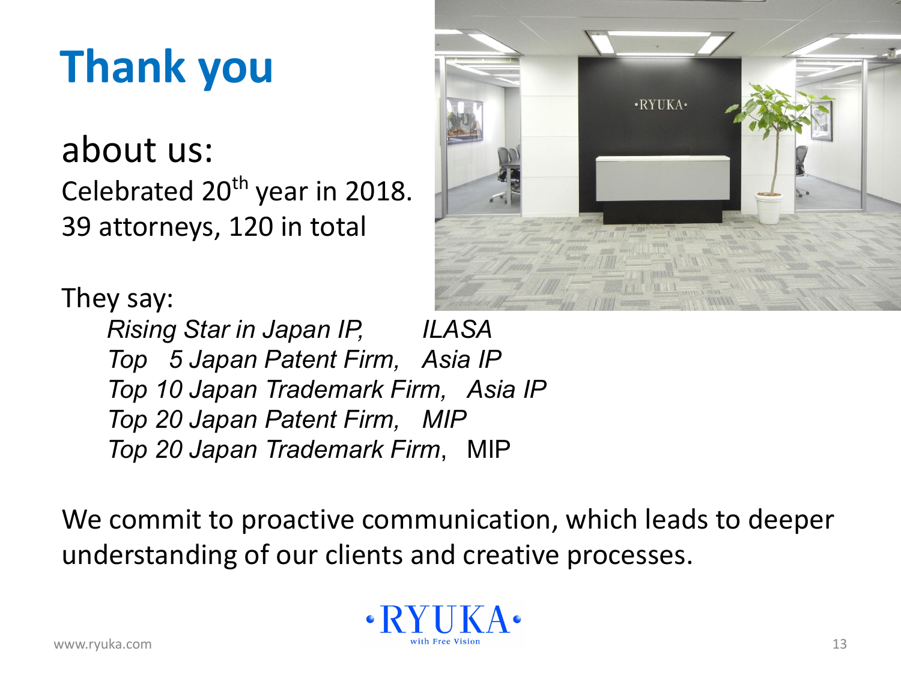# Thank you

## about us:

Celebrated 20th year in 2018.
39 attorneys, 120 in total

They say:

*Rising Star in Japan IP,* *ILASA*
*Top 5 Japan Patent Firm,* *Asia IP*
*Top 10 Japan Trademark Firm,* *Asia IP*
*Top 20 Japan Patent Firm,* *MIP*
*Top 20 Japan Trademark Firm*, MIP

We commit to proactive communication, which leads to deeper understanding of our clients and creative processes.

•RYUKA•
with Free Vision

www.ryuka.com